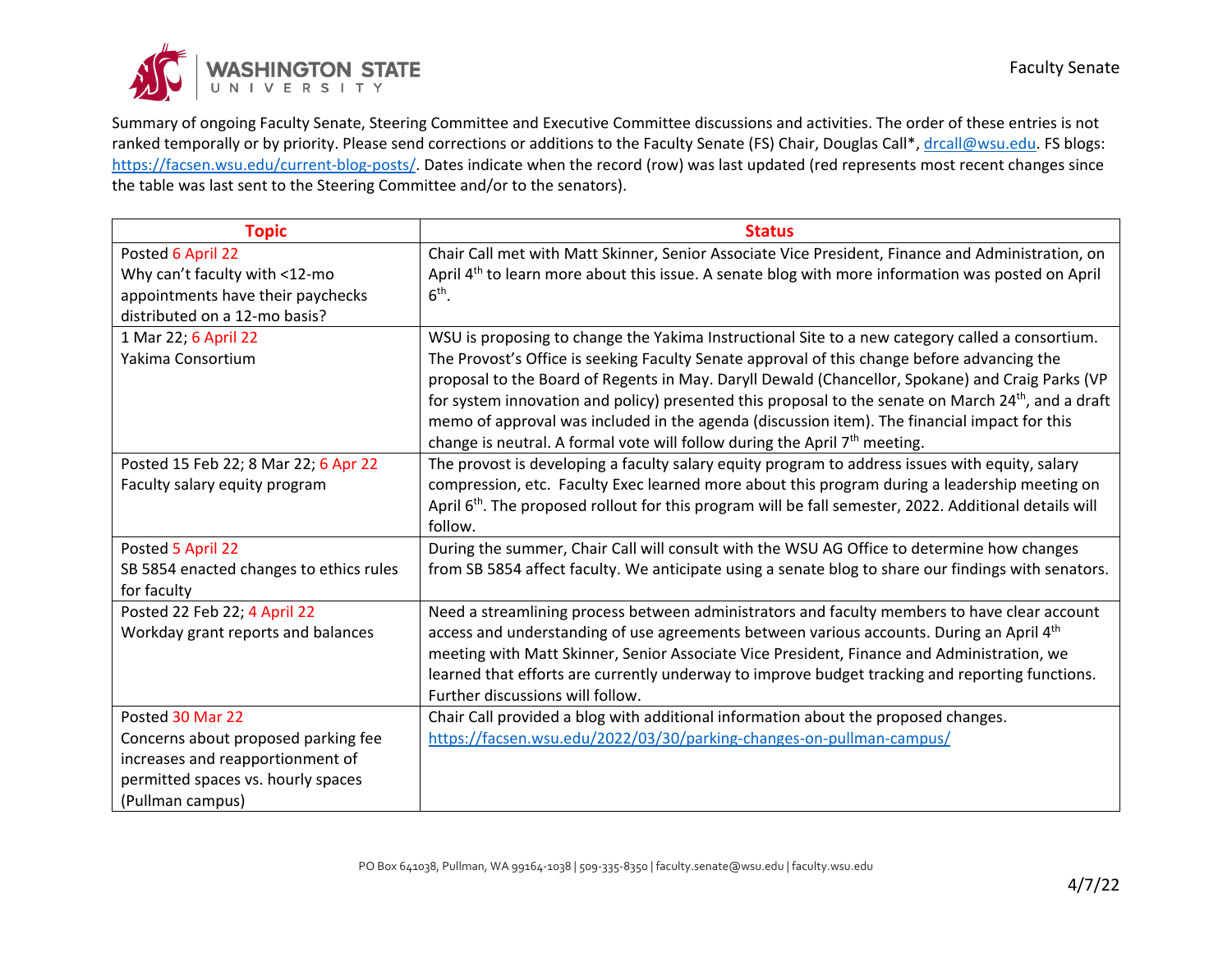Summary of ongoing Faculty Senate, Steering Committee and Executive Committee discussions and activities. The order of these entries is not ranked temporally or by priority. Please send corrections or additions to the Faculty Senate (FS) Chair, Douglas Call*, drcall@wsu.edu. FS blogs: https://facsen.wsu.edu/current-blog-posts/. Dates indicate when the record (row) was last updated (red represents most recent changes since the table was last sent to the Steering Committee and/or to the senators).

| Topic | Status |
|---|---|
| Posted 6 April 22<br>Why can't faculty with <12-mo appointments have their paychecks distributed on a 12-mo basis? | Chair Call met with Matt Skinner, Senior Associate Vice President, Finance and Administration, on April 4th to learn more about this issue. A senate blog with more information was posted on April 6th. |
| 1 Mar 22; 6 April 22<br>Yakima Consortium | WSU is proposing to change the Yakima Instructional Site to a new category called a consortium. The Provost's Office is seeking Faculty Senate approval of this change before advancing the proposal to the Board of Regents in May. Daryll Dewald (Chancellor, Spokane) and Craig Parks (VP for system innovation and policy) presented this proposal to the senate on March 24th, and a draft memo of approval was included in the agenda (discussion item). The financial impact for this change is neutral. A formal vote will follow during the April 7th meeting. |
| Posted 15 Feb 22; 8 Mar 22; 6 Apr 22<br>Faculty salary equity program | The provost is developing a faculty salary equity program to address issues with equity, salary compression, etc. Faculty Exec learned more about this program during a leadership meeting on April 6th. The proposed rollout for this program will be fall semester, 2022. Additional details will follow. |
| Posted 5 April 22<br>SB 5854 enacted changes to ethics rules for faculty | During the summer, Chair Call will consult with the WSU AG Office to determine how changes from SB 5854 affect faculty. We anticipate using a senate blog to share our findings with senators. |
| Posted 22 Feb 22; 4 April 22<br>Workday grant reports and balances | Need a streamlining process between administrators and faculty members to have clear account access and understanding of use agreements between various accounts. During an April 4th meeting with Matt Skinner, Senior Associate Vice President, Finance and Administration, we learned that efforts are currently underway to improve budget tracking and reporting functions. Further discussions will follow. |
| Posted 30 Mar 22<br>Concerns about proposed parking fee increases and reapportionment of permitted spaces vs. hourly spaces (Pullman campus) | Chair Call provided a blog with additional information about the proposed changes. https://facsen.wsu.edu/2022/03/30/parking-changes-on-pullman-campus/ |

4/7/22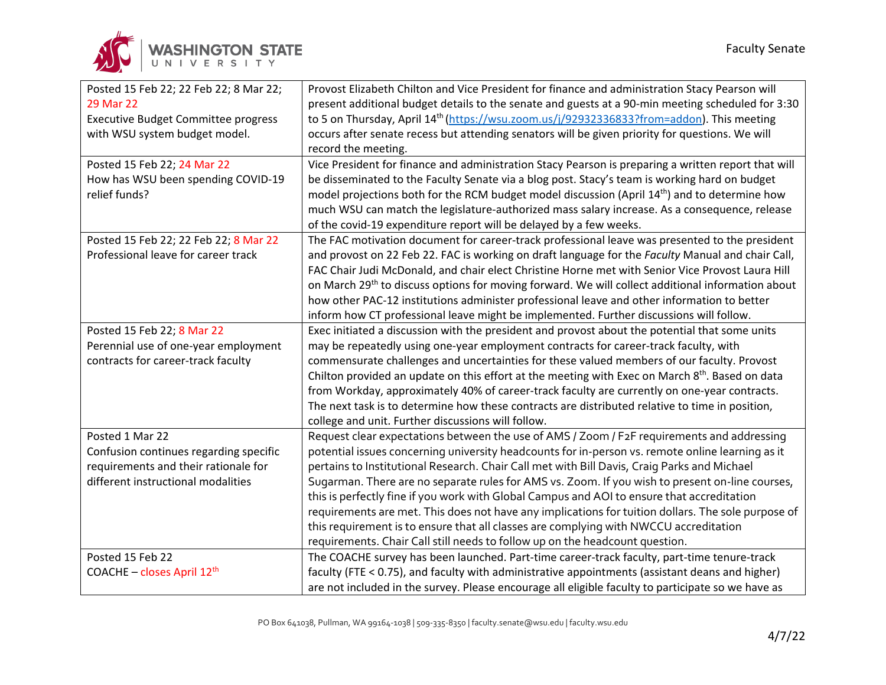| | |
|---|---|
| Posted 15 Feb 22; 22 Feb 22; 8 Mar 22; 29 Mar 22<br>Executive Budget Committee progress with WSU system budget model. | Provost Elizabeth Chilton and Vice President for finance and administration Stacy Pearson will present additional budget details to the senate and guests at a 90-min meeting scheduled for 3:30 to 5 on Thursday, April 14th (https://wsu.zoom.us/j/92932336833?from=addon). This meeting occurs after senate recess but attending senators will be given priority for questions. We will record the meeting. |
| Posted 15 Feb 22; 24 Mar 22<br>How has WSU been spending COVID-19 relief funds? | Vice President for finance and administration Stacy Pearson is preparing a written report that will be disseminated to the Faculty Senate via a blog post. Stacy's team is working hard on budget model projections both for the RCM budget model discussion (April 14th) and to determine how much WSU can match the legislature-authorized mass salary increase. As a consequence, release of the covid-19 expenditure report will be delayed by a few weeks. |
| Posted 15 Feb 22; 22 Feb 22; 8 Mar 22<br>Professional leave for career track | The FAC motivation document for career-track professional leave was presented to the president and provost on 22 Feb 22. FAC is working on draft language for the *Faculty* Manual and chair Call, FAC Chair Judi McDonald, and chair elect Christine Horne met with Senior Vice Provost Laura Hill on March 29th to discuss options for moving forward. We will collect additional information about how other PAC-12 institutions administer professional leave and other information to better inform how CT professional leave might be implemented. Further discussions will follow. |
| Posted 15 Feb 22; 8 Mar 22<br>Perennial use of one-year employment contracts for career-track faculty | Exec initiated a discussion with the president and provost about the potential that some units may be repeatedly using one-year employment contracts for career-track faculty, with commensurate challenges and uncertainties for these valued members of our faculty. Provost Chilton provided an update on this effort at the meeting with Exec on March 8th. Based on data from Workday, approximately 40% of career-track faculty are currently on one-year contracts. The next task is to determine how these contracts are distributed relative to time in position, college and unit. Further discussions will follow. |
| Posted 1 Mar 22<br>Confusion continues regarding specific requirements and their rationale for different instructional modalities | Request clear expectations between the use of AMS / Zoom / F2F requirements and addressing potential issues concerning university headcounts for in-person vs. remote online learning as it pertains to Institutional Research. Chair Call met with Bill Davis, Craig Parks and Michael Sugarman. There are no separate rules for AMS vs. Zoom. If you wish to present on-line courses, this is perfectly fine if you work with Global Campus and AOI to ensure that accreditation requirements are met. This does not have any implications for tuition dollars. The sole purpose of this requirement is to ensure that all classes are complying with NWCCU accreditation requirements. Chair Call still needs to follow up on the headcount question. |
| Posted 15 Feb 22<br>COACHE – closes April 12th | The COACHE survey has been launched. Part-time career-track faculty, part-time tenure-track faculty (FTE < 0.75), and faculty with administrative appointments (assistant deans and higher) are not included in the survey. Please encourage all eligible faculty to participate so we have as |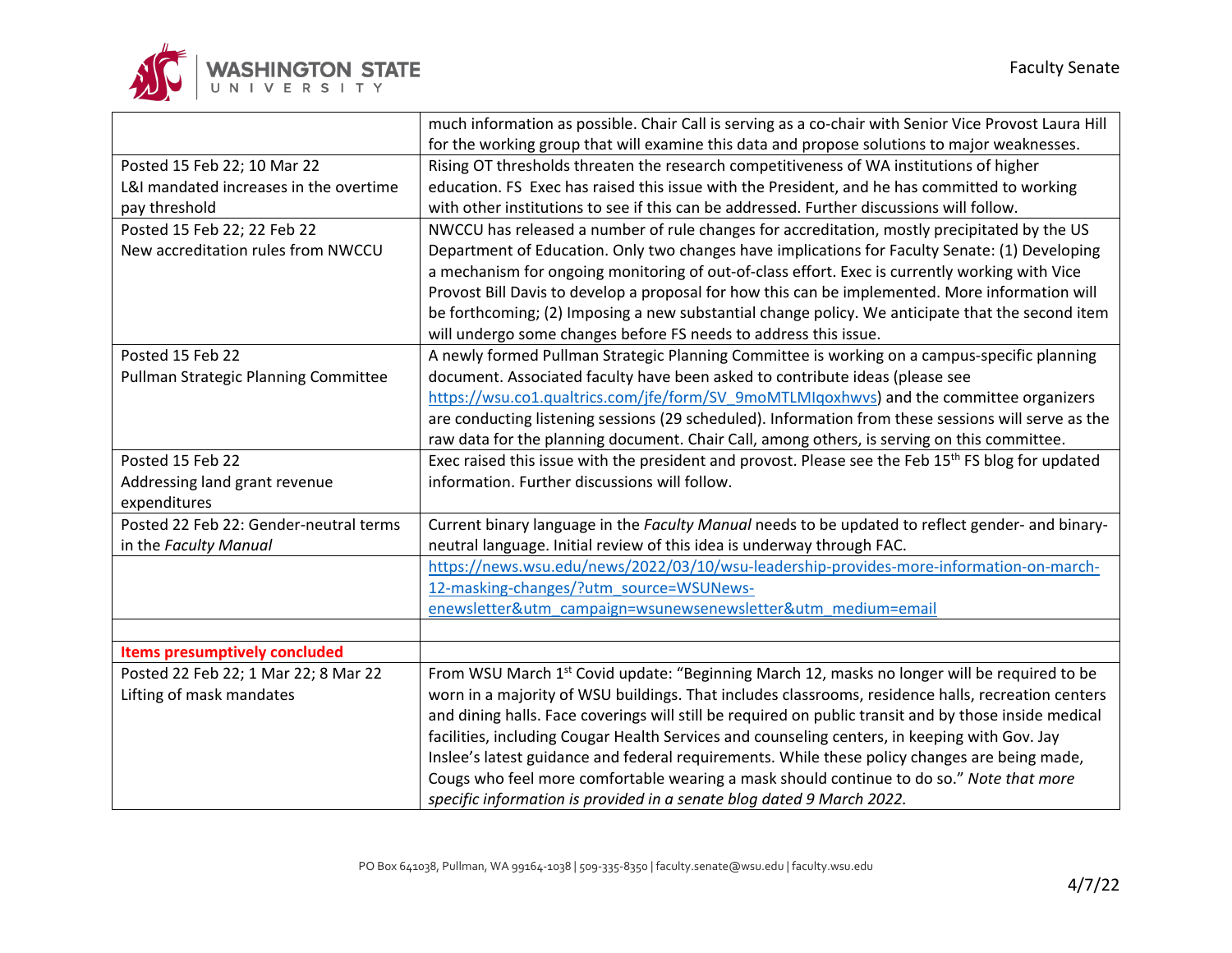| | |
|---|---|
| | much information as possible. Chair Call is serving as a co-chair with Senior Vice Provost Laura Hill for the working group that will examine this data and propose solutions to major weaknesses. |
| Posted 15 Feb 22; 10 Mar 22<br>L&I mandated increases in the overtime pay threshold | Rising OT thresholds threaten the research competitiveness of WA institutions of higher education. FS Exec has raised this issue with the President, and he has committed to working with other institutions to see if this can be addressed. Further discussions will follow. |
| Posted 15 Feb 22; 22 Feb 22<br>New accreditation rules from NWCCU | NWCCU has released a number of rule changes for accreditation, mostly precipitated by the US Department of Education. Only two changes have implications for Faculty Senate: (1) Developing a mechanism for ongoing monitoring of out-of-class effort. Exec is currently working with Vice Provost Bill Davis to develop a proposal for how this can be implemented. More information will be forthcoming; (2) Imposing a new substantial change policy. We anticipate that the second item will undergo some changes before FS needs to address this issue. |
| Posted 15 Feb 22<br>Pullman Strategic Planning Committee | A newly formed Pullman Strategic Planning Committee is working on a campus-specific planning document. Associated faculty have been asked to contribute ideas (please see https://wsu.co1.qualtrics.com/jfe/form/SV_9moMTLMIqoxhwvs) and the committee organizers are conducting listening sessions (29 scheduled). Information from these sessions will serve as the raw data for the planning document. Chair Call, among others, is serving on this committee. |
| Posted 15 Feb 22<br>Addressing land grant revenue expenditures | Exec raised this issue with the president and provost. Please see the Feb 15th FS blog for updated information. Further discussions will follow. |
| Posted 22 Feb 22: Gender-neutral terms in the *Faculty Manual* | Current binary language in the *Faculty Manual* needs to be updated to reflect gender- and binary-neutral language. Initial review of this idea is underway through FAC. |
| | https://news.wsu.edu/news/2022/03/10/wsu-leadership-provides-more-information-on-march-12-masking-changes/?utm_source=WSUNews-enewsletter&utm_campaign=wsunewsenewsletter&utm_medium=email |
| | |
| **Items presumptively concluded** | |
| Posted 22 Feb 22; 1 Mar 22; 8 Mar 22<br>Lifting of mask mandates | From WSU March 1st Covid update: "Beginning March 12, masks no longer will be required to be worn in a majority of WSU buildings. That includes classrooms, residence halls, recreation centers and dining halls. Face coverings will still be required on public transit and by those inside medical facilities, including Cougar Health Services and counseling centers, in keeping with Gov. Jay Inslee's latest guidance and federal requirements. While these policy changes are being made, Cougs who feel more comfortable wearing a mask should continue to do so." *Note that more specific information is provided in a senate blog dated 9 March 2022.* |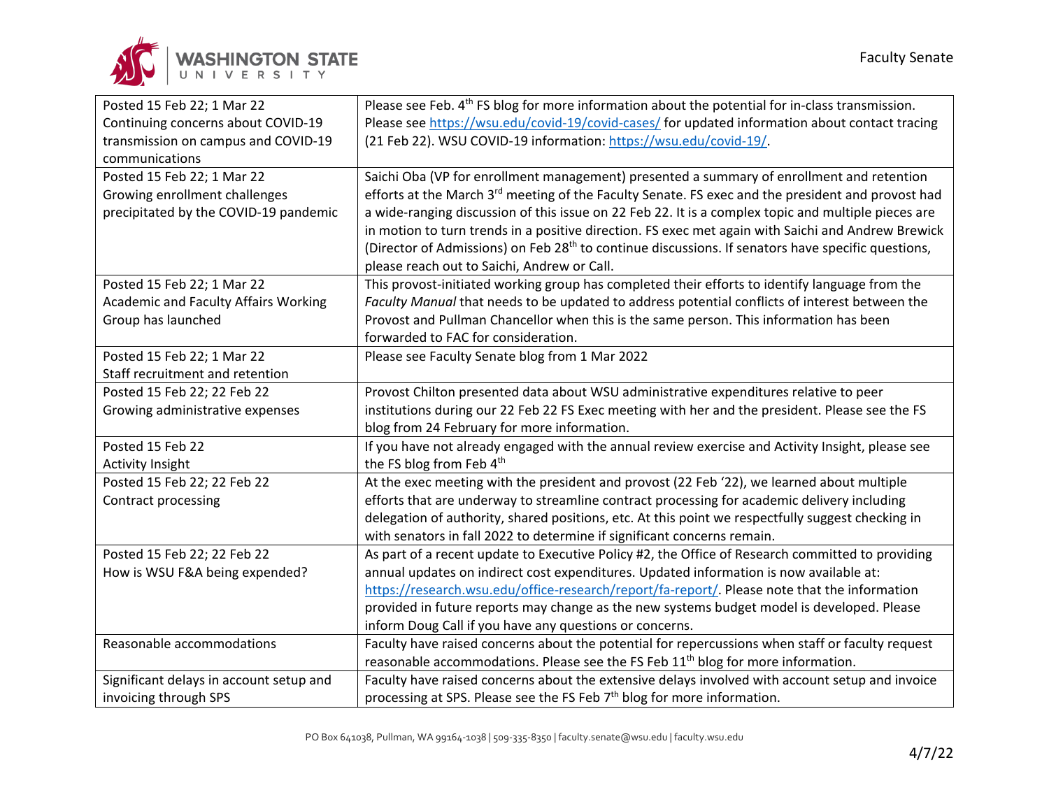| | |
|---|---|
| Posted 15 Feb 22; 1 Mar 22<br>Continuing concerns about COVID-19 transmission on campus and COVID-19 communications | Please see Feb. 4th FS blog for more information about the potential for in-class transmission. Please see https://wsu.edu/covid-19/covid-cases/ for updated information about contact tracing (21 Feb 22). WSU COVID-19 information: https://wsu.edu/covid-19/. |
| Posted 15 Feb 22; 1 Mar 22<br>Growing enrollment challenges precipitated by the COVID-19 pandemic | Saichi Oba (VP for enrollment management) presented a summary of enrollment and retention efforts at the March 3rd meeting of the Faculty Senate. FS exec and the president and provost had a wide-ranging discussion of this issue on 22 Feb 22. It is a complex topic and multiple pieces are in motion to turn trends in a positive direction. FS exec met again with Saichi and Andrew Brewick (Director of Admissions) on Feb 28th to continue discussions. If senators have specific questions, please reach out to Saichi, Andrew or Call. |
| Posted 15 Feb 22; 1 Mar 22<br>Academic and Faculty Affairs Working Group has launched | This provost-initiated working group has completed their efforts to identify language from the *Faculty Manual* that needs to be updated to address potential conflicts of interest between the Provost and Pullman Chancellor when this is the same person. This information has been forwarded to FAC for consideration. |
| Posted 15 Feb 22; 1 Mar 22<br>Staff recruitment and retention | Please see Faculty Senate blog from 1 Mar 2022 |
| Posted 15 Feb 22; 22 Feb 22<br>Growing administrative expenses | Provost Chilton presented data about WSU administrative expenditures relative to peer institutions during our 22 Feb 22 FS Exec meeting with her and the president. Please see the FS blog from 24 February for more information. |
| Posted 15 Feb 22<br>Activity Insight | If you have not already engaged with the annual review exercise and Activity Insight, please see the FS blog from Feb 4th |
| Posted 15 Feb 22; 22 Feb 22<br>Contract processing | At the exec meeting with the president and provost (22 Feb '22), we learned about multiple efforts that are underway to streamline contract processing for academic delivery including delegation of authority, shared positions, etc. At this point we respectfully suggest checking in with senators in fall 2022 to determine if significant concerns remain. |
| Posted 15 Feb 22; 22 Feb 22<br>How is WSU F&A being expended? | As part of a recent update to Executive Policy #2, the Office of Research committed to providing annual updates on indirect cost expenditures. Updated information is now available at: https://research.wsu.edu/office-research/report/fa-report/. Please note that the information provided in future reports may change as the new systems budget model is developed. Please inform Doug Call if you have any questions or concerns. |
| Reasonable accommodations | Faculty have raised concerns about the potential for repercussions when staff or faculty request reasonable accommodations. Please see the FS Feb 11th blog for more information. |
| Significant delays in account setup and invoicing through SPS | Faculty have raised concerns about the extensive delays involved with account setup and invoice processing at SPS. Please see the FS Feb 7th blog for more information. |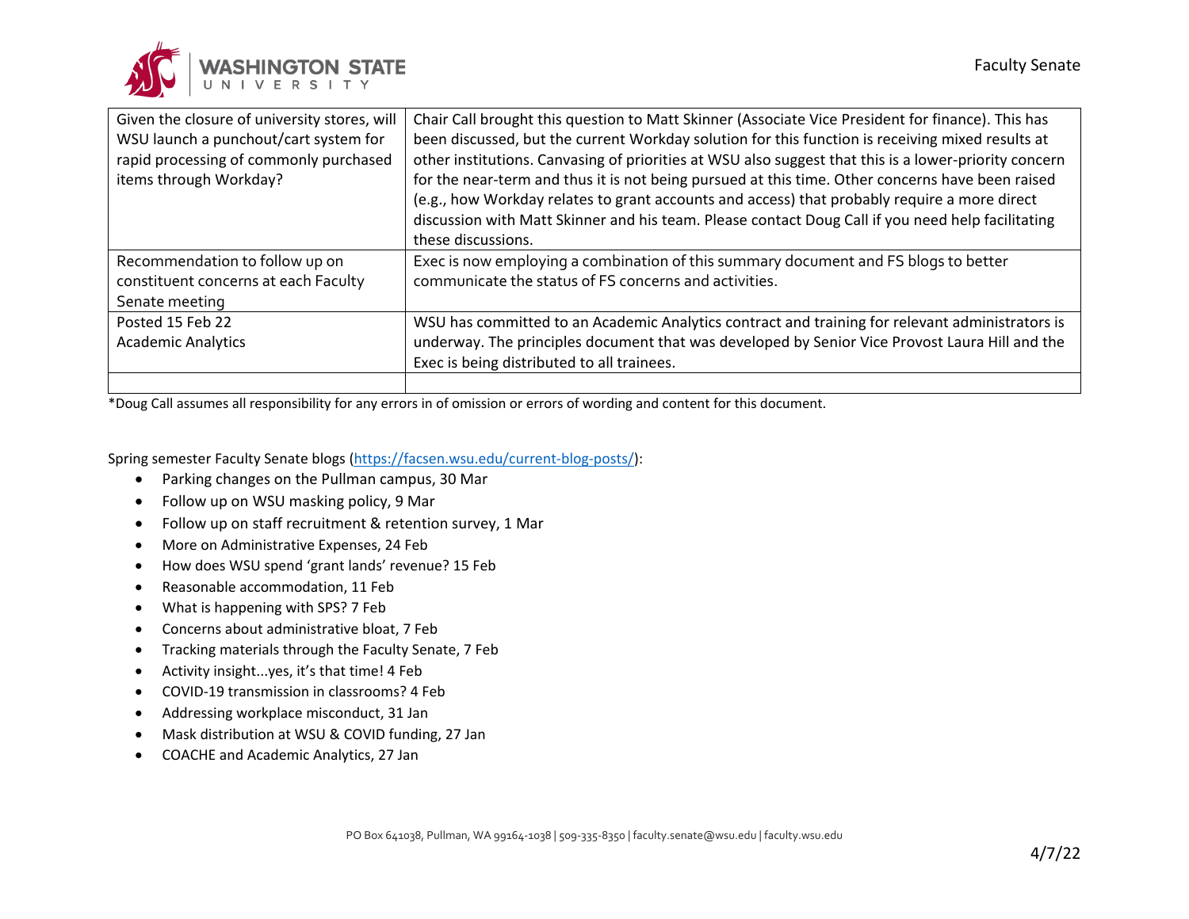| | |
|---|---|
| Given the closure of university stores, will WSU launch a punchout/cart system for rapid processing of commonly purchased items through Workday? | Chair Call brought this question to Matt Skinner (Associate Vice President for finance). This has been discussed, but the current Workday solution for this function is receiving mixed results at other institutions. Canvasing of priorities at WSU also suggest that this is a lower-priority concern for the near-term and thus it is not being pursued at this time. Other concerns have been raised (e.g., how Workday relates to grant accounts and access) that probably require a more direct discussion with Matt Skinner and his team. Please contact Doug Call if you need help facilitating these discussions. |
| Recommendation to follow up on constituent concerns at each Faculty Senate meeting | Exec is now employing a combination of this summary document and FS blogs to better communicate the status of FS concerns and activities. |
| Posted 15 Feb 22<br>Academic Analytics | WSU has committed to an Academic Analytics contract and training for relevant administrators is underway. The principles document that was developed by Senior Vice Provost Laura Hill and the Exec is being distributed to all trainees. |
| | |

*Doug Call assumes all responsibility for any errors in of omission or errors of wording and content for this document.

Spring semester Faculty Senate blogs (https://facsen.wsu.edu/current-blog-posts/):

- Parking changes on the Pullman campus, 30 Mar
- Follow up on WSU masking policy, 9 Mar
- Follow up on staff recruitment & retention survey, 1 Mar
- More on Administrative Expenses, 24 Feb
- How does WSU spend 'grant lands' revenue? 15 Feb
- Reasonable accommodation, 11 Feb
- What is happening with SPS? 7 Feb
- Concerns about administrative bloat, 7 Feb
- Tracking materials through the Faculty Senate, 7 Feb
- Activity insight...yes, it's that time! 4 Feb
- COVID-19 transmission in classrooms? 4 Feb
- Addressing workplace misconduct, 31 Jan
- Mask distribution at WSU & COVID funding, 27 Jan
- COACHE and Academic Analytics, 27 Jan